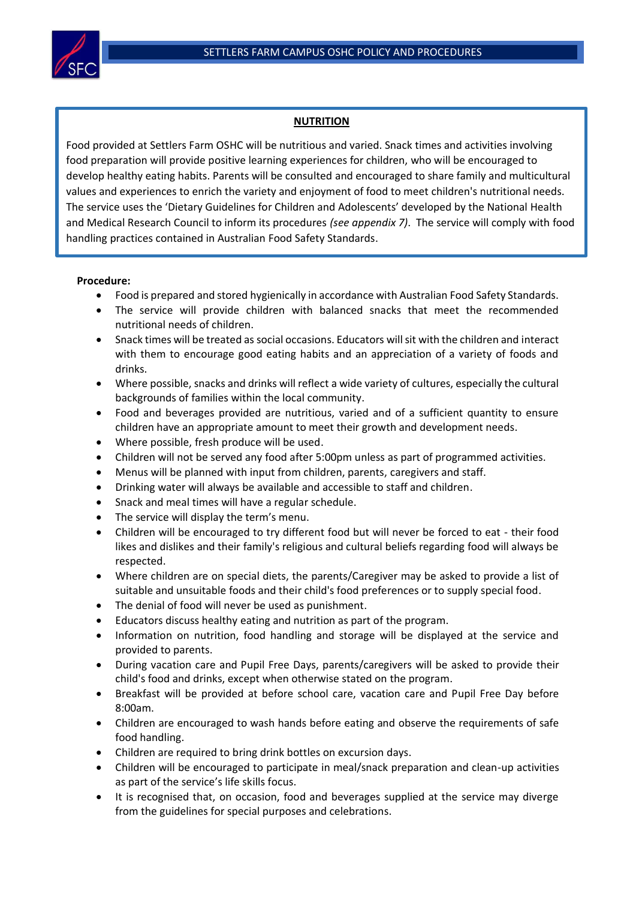## NUTRITION

Food provided at Settlers Farm OSHC will be nutritious and varied. Snack times and activities involving food preparation will provide positive learning experiences for children, who will be encouraged to develop healthy eating habits. Parents will be consulted and encouraged to share family and multicultural values and experiences to enrich the variety and enjoyment of food to meet children's nutritional needs. The service uses the 'Dietary Guidelines for Children and Adolescents' developed by the National Health and Medical Research Council to inform its procedures *(see appendix 7)*. The service will comply with food handling practices contained in Australian Food Safety Standards.

**Procedure:**

- Food is prepared and stored hygienically in accordance with Australian Food Safety Standards.
- The service will provide children with balanced snacks that meet the recommended nutritional needs of children.
- Snack times will be treated as social occasions. Educators will sit with the children and interact with them to encourage good eating habits and an appreciation of a variety of foods and drinks.
- Where possible, snacks and drinks will reflect a wide variety of cultures, especially the cultural backgrounds of families within the local community.
- Food and beverages provided are nutritious, varied and of a sufficient quantity to ensure children have an appropriate amount to meet their growth and development needs.
- Where possible, fresh produce will be used.
- Children will not be served any food after 5:00pm unless as part of programmed activities.
- Menus will be planned with input from children, parents, caregivers and staff.
- Drinking water will always be available and accessible to staff and children.
- Snack and meal times will have a regular schedule.
- The service will display the term's menu.
- Children will be encouraged to try different food but will never be forced to eat - their food likes and dislikes and their family's religious and cultural beliefs regarding food will always be respected.
- Where children are on special diets, the parents/Caregiver may be asked to provide a list of suitable and unsuitable foods and their child's food preferences or to supply special food.
- The denial of food will never be used as punishment.
- Educators discuss healthy eating and nutrition as part of the program.
- Information on nutrition, food handling and storage will be displayed at the service and provided to parents.
- During vacation care and Pupil Free Days, parents/caregivers will be asked to provide their child's food and drinks, except when otherwise stated on the program.
- Breakfast will be provided at before school care, vacation care and Pupil Free Day before 8:00am.
- Children are encouraged to wash hands before eating and observe the requirements of safe food handling.
- Children are required to bring drink bottles on excursion days.
- Children will be encouraged to participate in meal/snack preparation and clean-up activities as part of the service's life skills focus.
- It is recognised that, on occasion, food and beverages supplied at the service may diverge from the guidelines for special purposes and celebrations.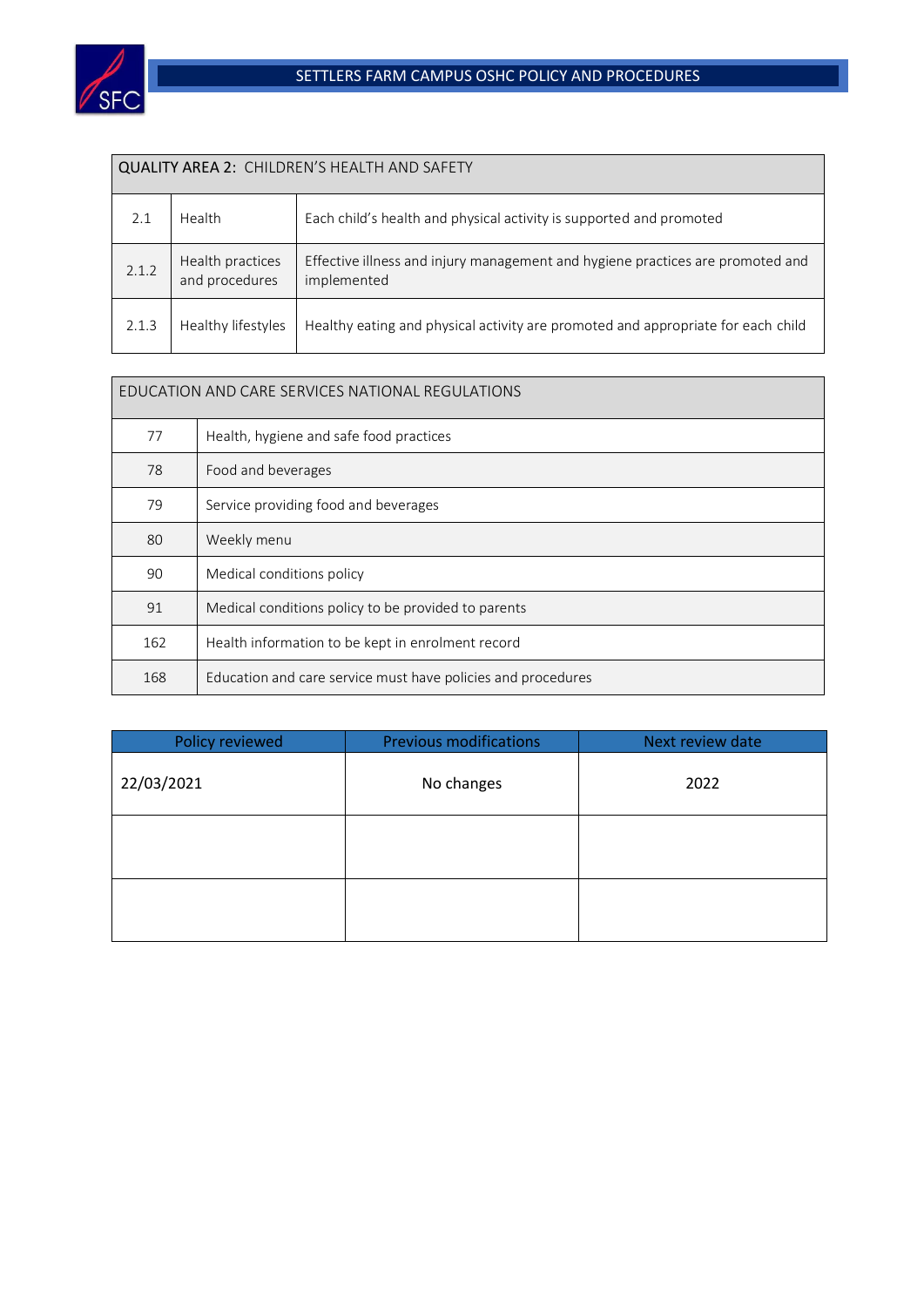| QUALITY AREA 2: CHILDREN'S HEALTH AND SAFETY | | |
|---|---|---|
| 2.1 | Health | Each child's health and physical activity is supported and promoted |
| 2.1.2 | Health practices and procedures | Effective illness and injury management and hygiene practices are promoted and implemented |
| 2.1.3 | Healthy lifestyles | Healthy eating and physical activity are promoted and appropriate for each child |

| EDUCATION AND CARE SERVICES NATIONAL REGULATIONS | |
|---|---|
| 77 | Health, hygiene and safe food practices |
| 78 | Food and beverages |
| 79 | Service providing food and beverages |
| 80 | Weekly menu |
| 90 | Medical conditions policy |
| 91 | Medical conditions policy to be provided to parents |
| 162 | Health information to be kept in enrolment record |
| 168 | Education and care service must have policies and procedures |

| Policy reviewed | Previous modifications | Next review date |
|---|---|---|
| 22/03/2021 | No changes | 2022 |
| | | |
| | | |